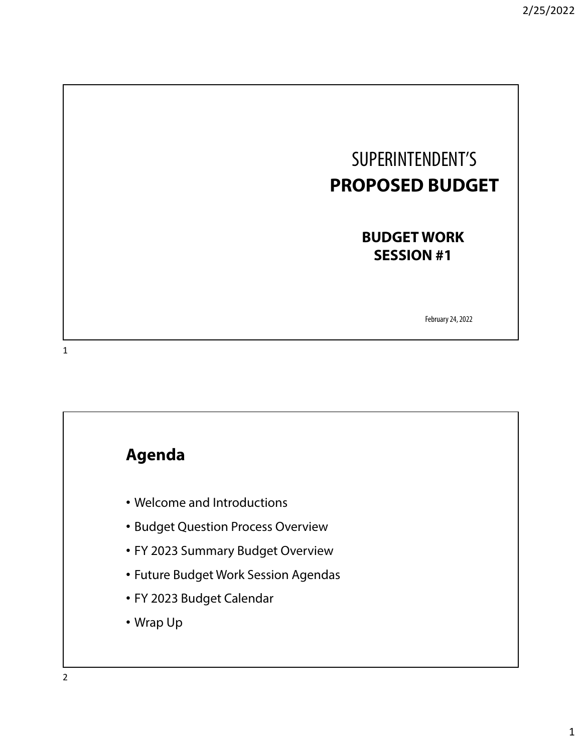# SUPERINTENDENT'S **PROPOSED BUDGET**

## BUDGET WORK SESSION #1

February 24, 2022

## Agenda

- Welcome and Introductions
- Budget Question Process Overview
- FY 2023 Summary Budget Overview
- Future Budget Work Session Agendas
- FY 2023 Budget Calendar
- Wrap Up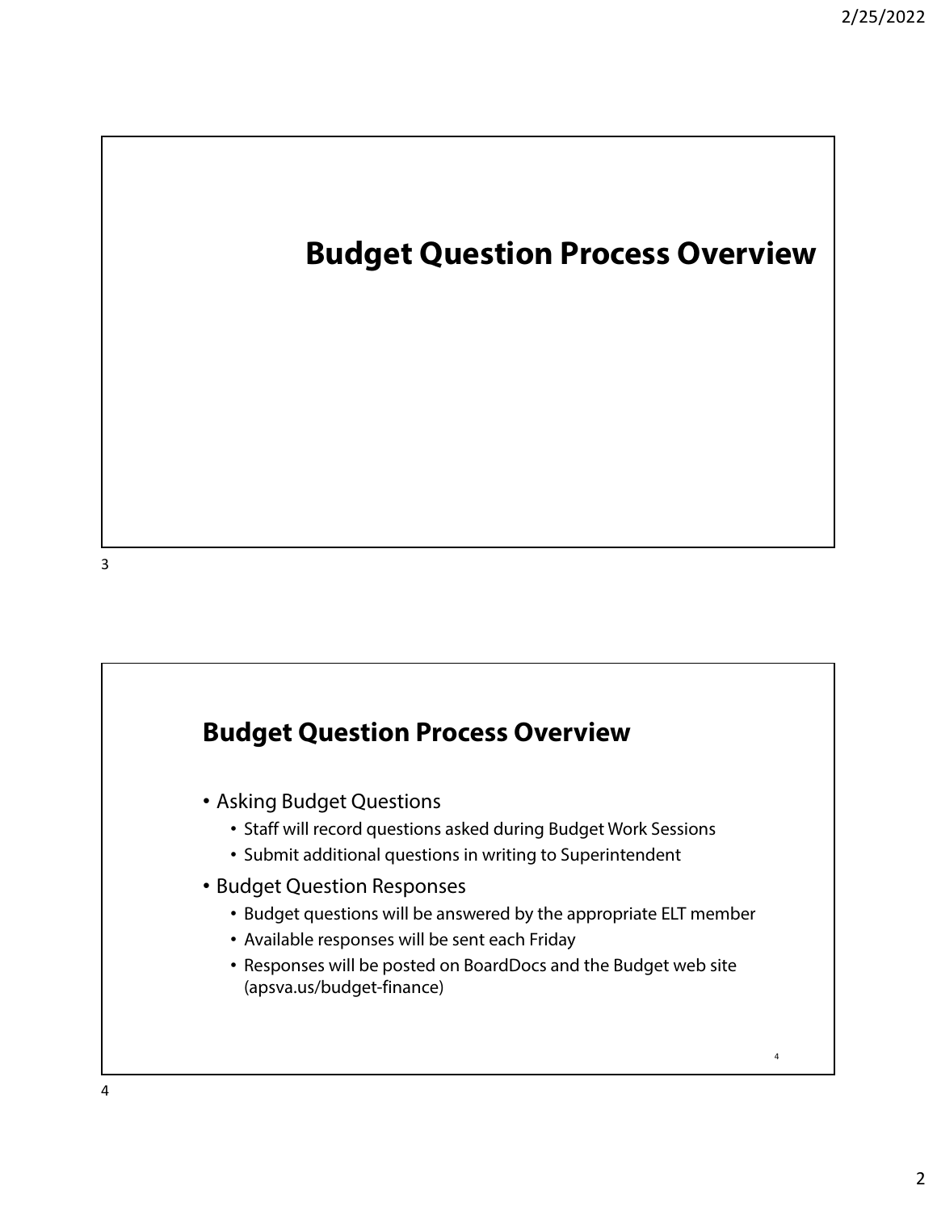# Budget Question Process Overview

## Budget Question Process Overview

- Asking Budget Questions
  - Staff will record questions asked during Budget Work Sessions
  - Submit additional questions in writing to Superintendent
- Budget Question Responses
  - Budget questions will be answered by the appropriate ELT member
  - Available responses will be sent each Friday
  - Responses will be posted on BoardDocs and the Budget web site (apsva.us/budget-finance)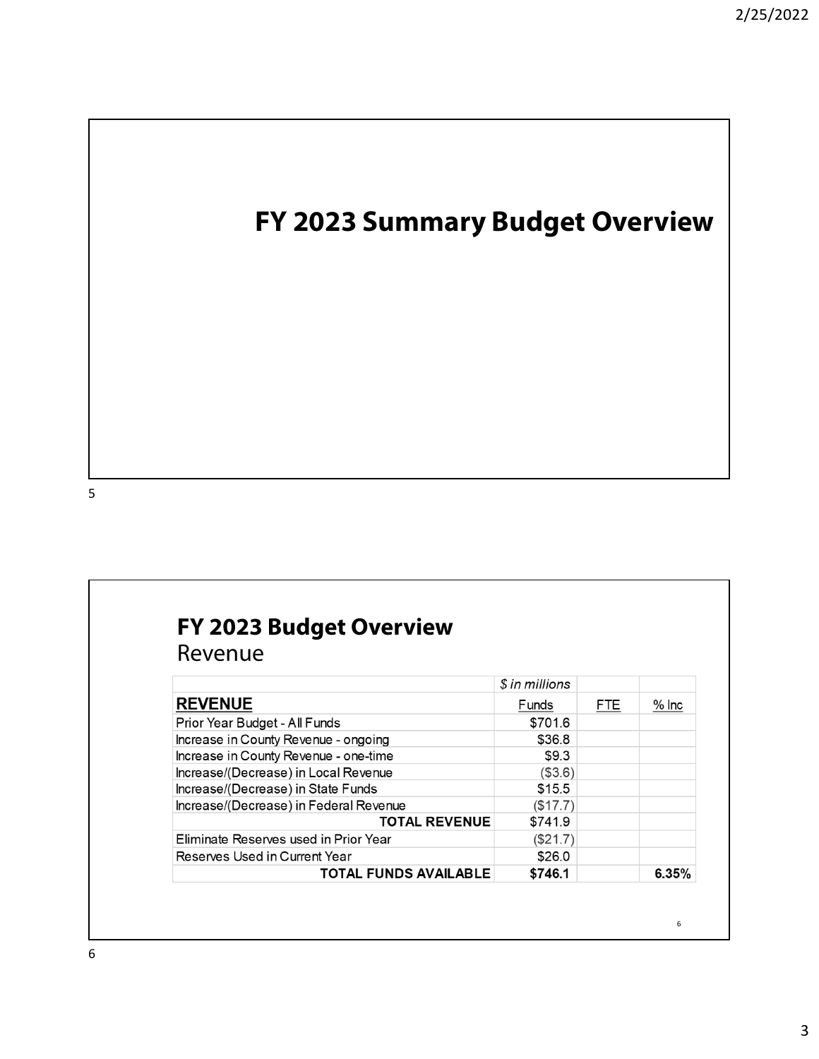# FY 2023 Summary Budget Overview

## FY 2023 Budget Overview

Revenue

| | *$ in millions* | | |
|---|---|---|---|
| **REVENUE** | Funds | FTE | % Inc |
| Prior Year Budget - All Funds | $701.6 | | |
| Increase in County Revenue - ongoing | $36.8 | | |
| Increase in County Revenue - one-time | $9.3 | | |
| Increase/(Decrease) in Local Revenue | ($3.6) | | |
| Increase/(Decrease) in State Funds | $15.5 | | |
| Increase/(Decrease) in Federal Revenue | ($17.7) | | |
| **TOTAL REVENUE** | $741.9 | | |
| Eliminate Reserves used in Prior Year | ($21.7) | | |
| Reserves Used in Current Year | $26.0 | | |
| **TOTAL FUNDS AVAILABLE** | **$746.1** | | **6.35%** |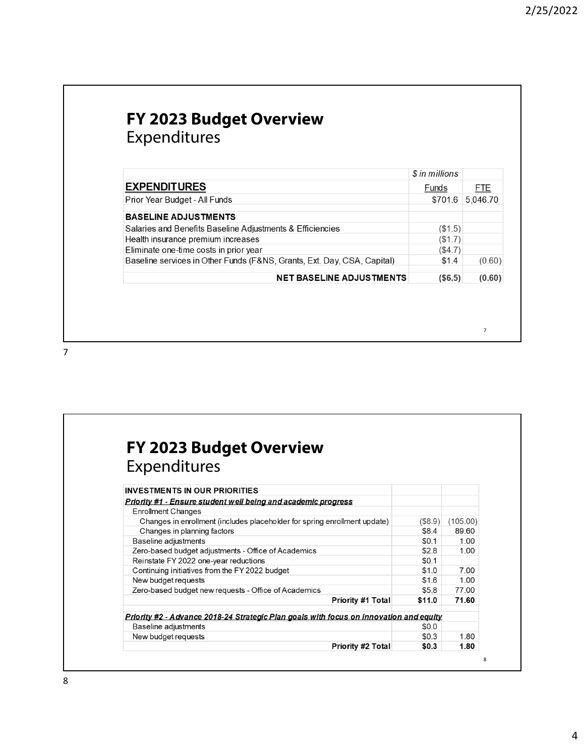## FY 2023 Budget Overview
Expenditures

| | $ in millions | |
|---|---|---|
| **EXPENDITURES** | Funds | FTE |
| Prior Year Budget - All Funds | $701.6 | 5,046.70 |
| **BASELINE ADJUSTMENTS** | | |
| Salaries and Benefits Baseline Adjustments & Efficiencies | ($1.5) | |
| Health insurance premium increases | ($1.7) | |
| Eliminate one-time costs in prior year | ($4.7) | |
| Baseline services in Other Funds (F&NS, Grants, Ext. Day, CSA, Capital) | $1.4 | (0.60) |
| **NET BASELINE ADJUSTMENTS** | **($6.5)** | **(0.60)** |

## FY 2023 Budget Overview
Expenditures

| INVESTMENTS IN OUR PRIORITIES | | |
|---|---|---|
| ***Priority #1 - Ensure student well being and academic progress*** | | |
| Enrollment Changes | | |
| Changes in enrollment (includes placeholder for spring enrollment update) | ($8.9) | (105.00) |
| Changes in planning factors | $8.4 | 89.60 |
| Baseline adjustments | $0.1 | 1.00 |
| Zero-based budget adjustments - Office of Academics | $2.8 | 1.00 |
| Reinstate FY 2022 one-year reductions | $0.1 | |
| Continuing initiatives from the FY 2022 budget | $1.0 | 7.00 |
| New budget requests | $1.6 | 1.00 |
| Zero-based budget new requests - Office of Academics | $5.8 | 77.00 |
| **Priority #1 Total** | **$11.0** | **71.60** |
| ***Priority #2 - Advance 2018-24 Strategic Plan goals with focus on innovation and equity*** | | |
| Baseline adjustments | $0.0 | |
| New budget requests | $0.3 | 1.80 |
| **Priority #2 Total** | **$0.3** | **1.80** |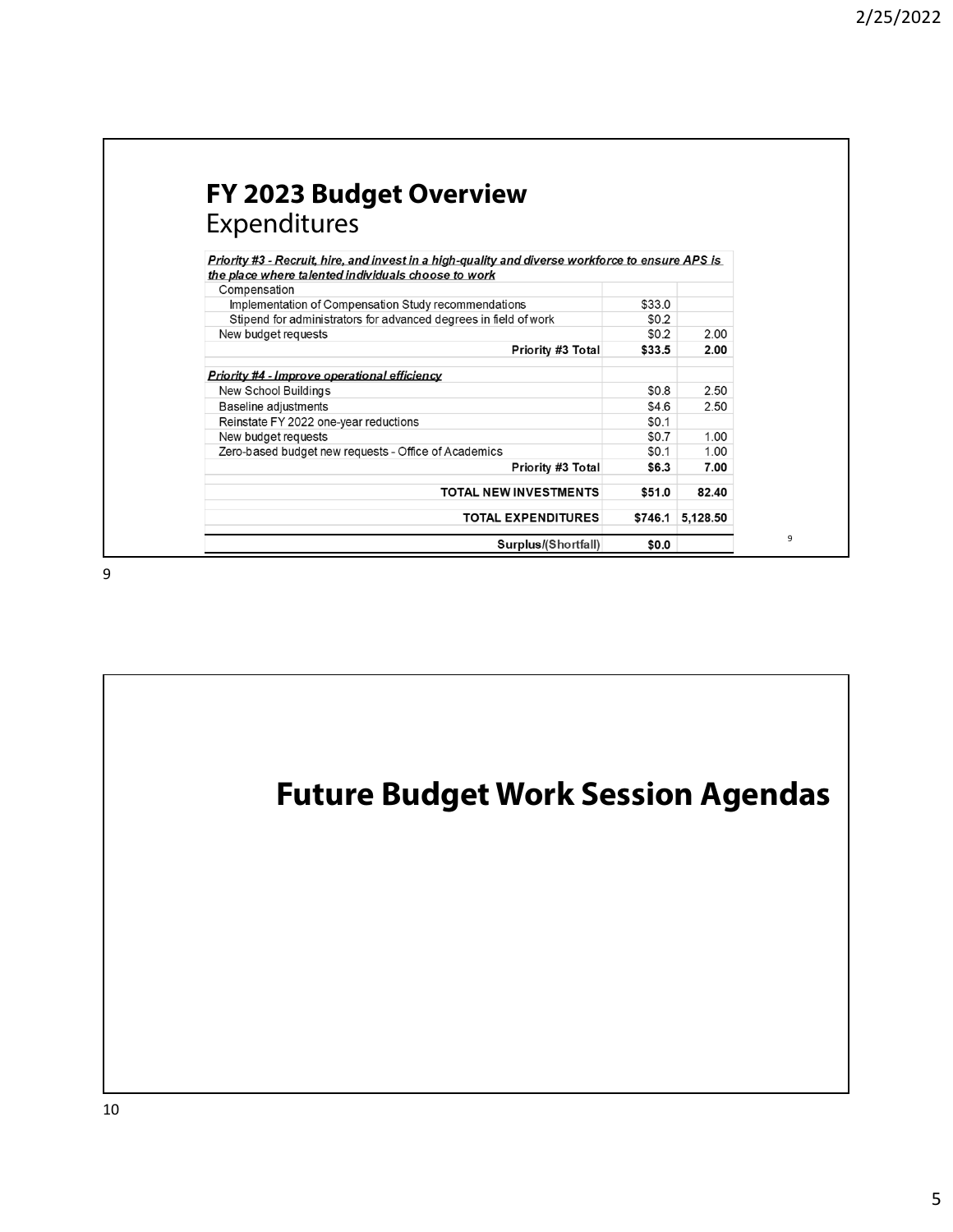## FY 2023 Budget Overview
Expenditures

| | | |
|---|---|---|
| ***Priority #3 - Recruit, hire, and invest in a high-quality and diverse workforce to ensure APS is the place where talented individuals choose to work*** | | |
| Compensation | | |
| Implementation of Compensation Study recommendations | $33.0 | |
| Stipend for administrators for advanced degrees in field of work | $0.2 | |
| New budget requests | $0.2 | 2.00 |
| **Priority #3 Total** | **$33.5** | **2.00** |
| ***Priority #4 - Improve operational efficiency*** | | |
| New School Buildings | $0.8 | 2.50 |
| Baseline adjustments | $4.6 | 2.50 |
| Reinstate FY 2022 one-year reductions | $0.1 | |
| New budget requests | $0.7 | 1.00 |
| Zero-based budget new requests - Office of Academics | $0.1 | 1.00 |
| **Priority #3 Total** | **$6.3** | **7.00** |
| **TOTAL NEW INVESTMENTS** | **$51.0** | **82.40** |
| **TOTAL EXPENDITURES** | **$746.1** | **5,128.50** |
| **Surplus/(Shortfall)** | **$0.0** | |

## Future Budget Work Session Agendas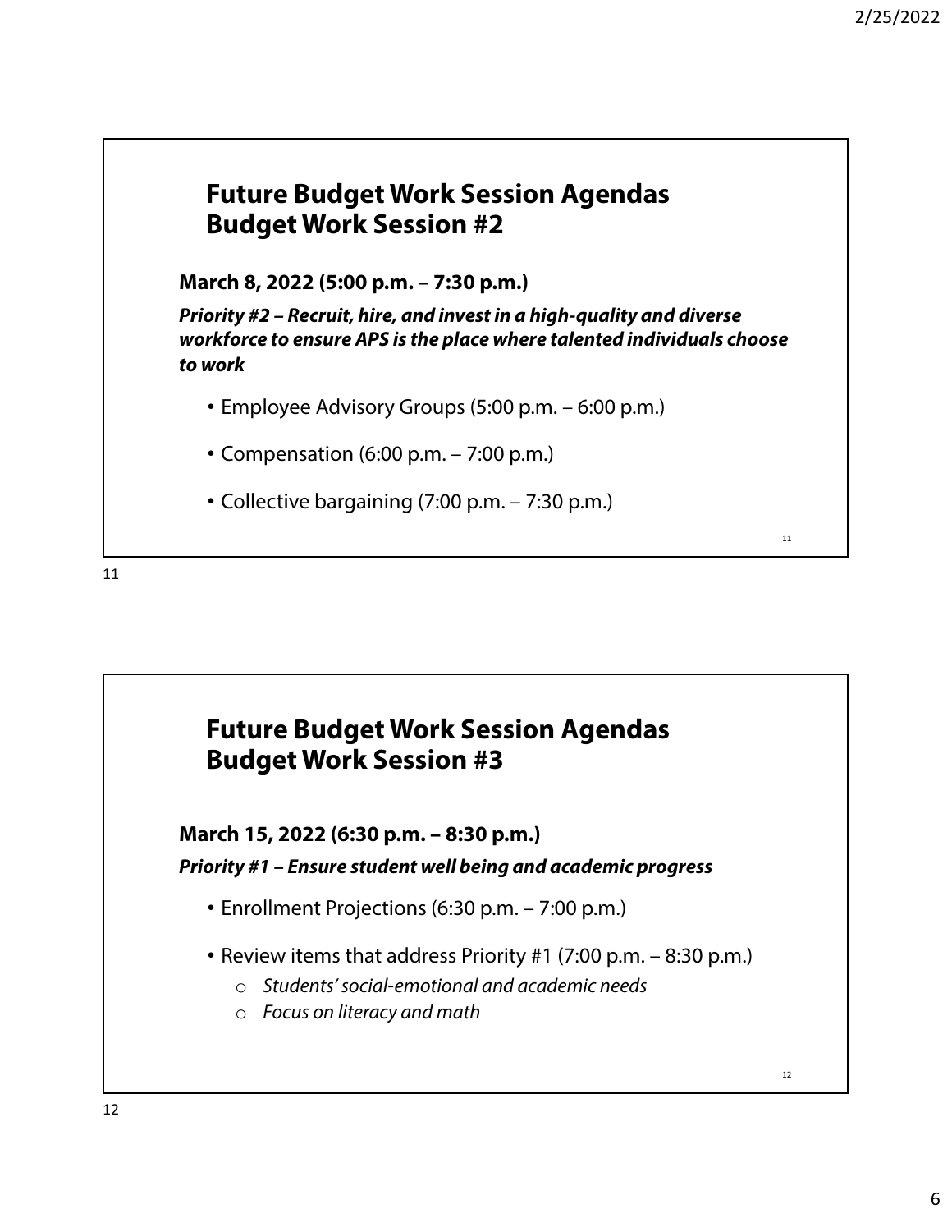## Future Budget Work Session Agendas
## Budget Work Session #2

**March 8, 2022 (5:00 p.m. – 7:30 p.m.)**

***Priority #2 – Recruit, hire, and invest in a high-quality and diverse workforce to ensure APS is the place where talented individuals choose to work***

- Employee Advisory Groups (5:00 p.m. – 6:00 p.m.)
- Compensation (6:00 p.m. – 7:00 p.m.)
- Collective bargaining (7:00 p.m. – 7:30 p.m.)

## Future Budget Work Session Agendas
## Budget Work Session #3

**March 15, 2022 (6:30 p.m. – 8:30 p.m.)**

***Priority #1 – Ensure student well being and academic progress***

- Enrollment Projections (6:30 p.m. – 7:00 p.m.)
- Review items that address Priority #1 (7:00 p.m. – 8:30 p.m.)
  - *Students' social-emotional and academic needs*
  - *Focus on literacy and math*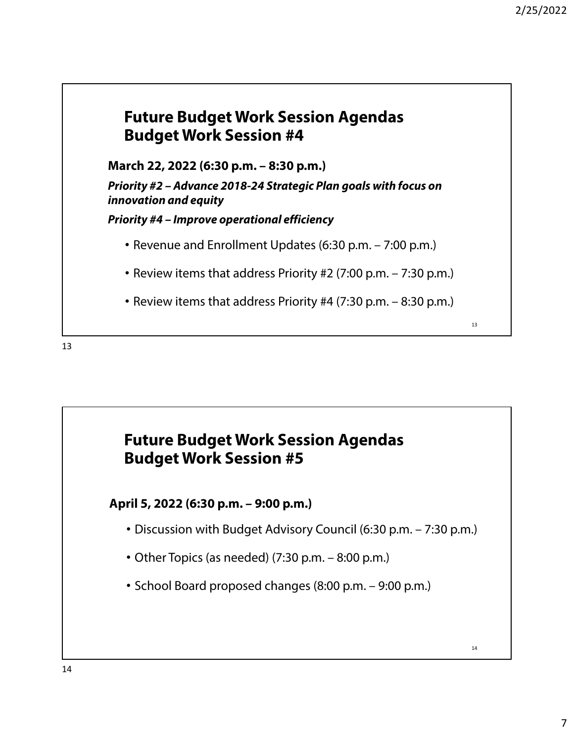## Future Budget Work Session Agendas Budget Work Session #4

**March 22, 2022 (6:30 p.m. – 8:30 p.m.)**

***Priority #2 – Advance 2018-24 Strategic Plan goals with focus on innovation and equity***

***Priority #4 – Improve operational efficiency***

- Revenue and Enrollment Updates (6:30 p.m. – 7:00 p.m.)
- Review items that address Priority #2 (7:00 p.m. – 7:30 p.m.)
- Review items that address Priority #4 (7:30 p.m. – 8:30 p.m.)

## Future Budget Work Session Agendas Budget Work Session #5

**April 5, 2022 (6:30 p.m. – 9:00 p.m.)**

- Discussion with Budget Advisory Council (6:30 p.m. – 7:30 p.m.)
- Other Topics (as needed) (7:30 p.m. – 8:00 p.m.)
- School Board proposed changes (8:00 p.m. – 9:00 p.m.)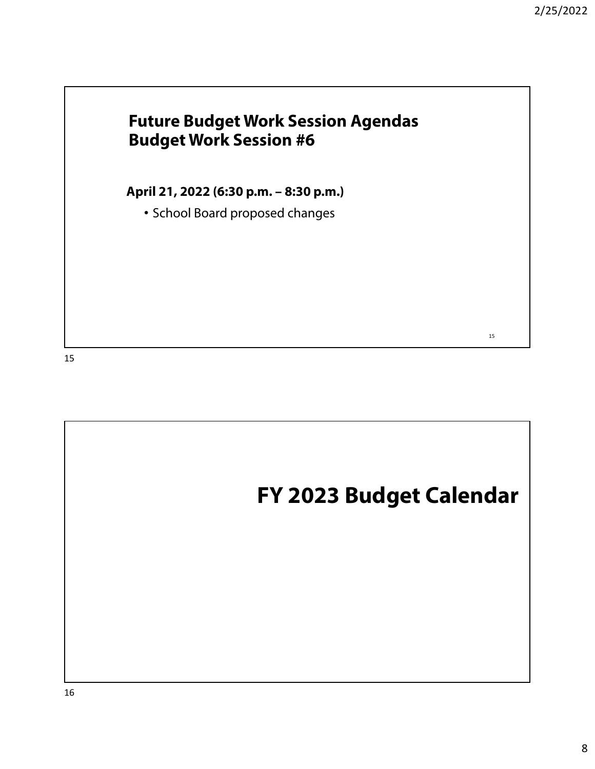## Future Budget Work Session Agendas
## Budget Work Session #6

**April 21, 2022 (6:30 p.m. – 8:30 p.m.)**

- School Board proposed changes

# FY 2023 Budget Calendar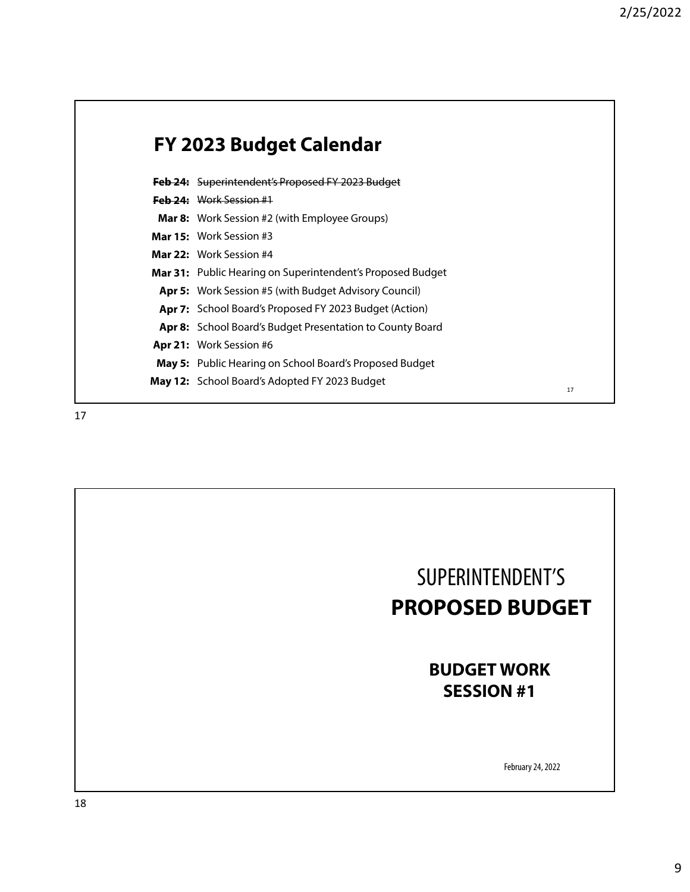## FY 2023 Budget Calendar

~~**Feb 24:** Superintendent's Proposed FY 2023 Budget~~
~~**Feb 24:** Work Session #1~~
**Mar 8:** Work Session #2 (with Employee Groups)
**Mar 15:** Work Session #3
**Mar 22:** Work Session #4
**Mar 31:** Public Hearing on Superintendent's Proposed Budget
**Apr 5:** Work Session #5 (with Budget Advisory Council)
**Apr 7:** School Board's Proposed FY 2023 Budget (Action)
**Apr 8:** School Board's Budget Presentation to County Board
**Apr 21:** Work Session #6
**May 5:** Public Hearing on School Board's Proposed Budget
**May 12:** School Board's Adopted FY 2023 Budget

SUPERINTENDENT'S
# PROPOSED BUDGET

**BUDGET WORK SESSION #1**

February 24, 2022